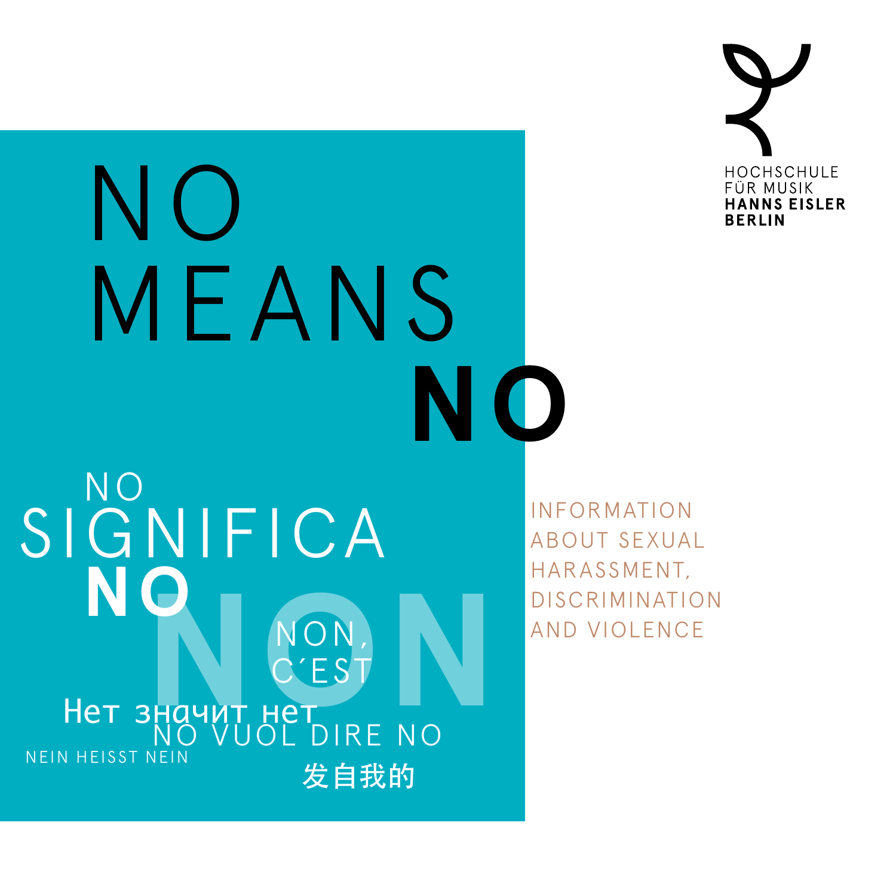HOCHSCHULE
FÜR MUSIK
**HANNS EISLER**
**BERLIN**

# NO MEANS **NO**

NO SIGNIFICA **NO**

NON

NON, C´EST

Нет значит нет

NO VUOL DIRE NO

NEIN HEISST NEIN

发自我的

INFORMATION ABOUT SEXUAL HARASSMENT, DISCRIMINATION AND VIOLENCE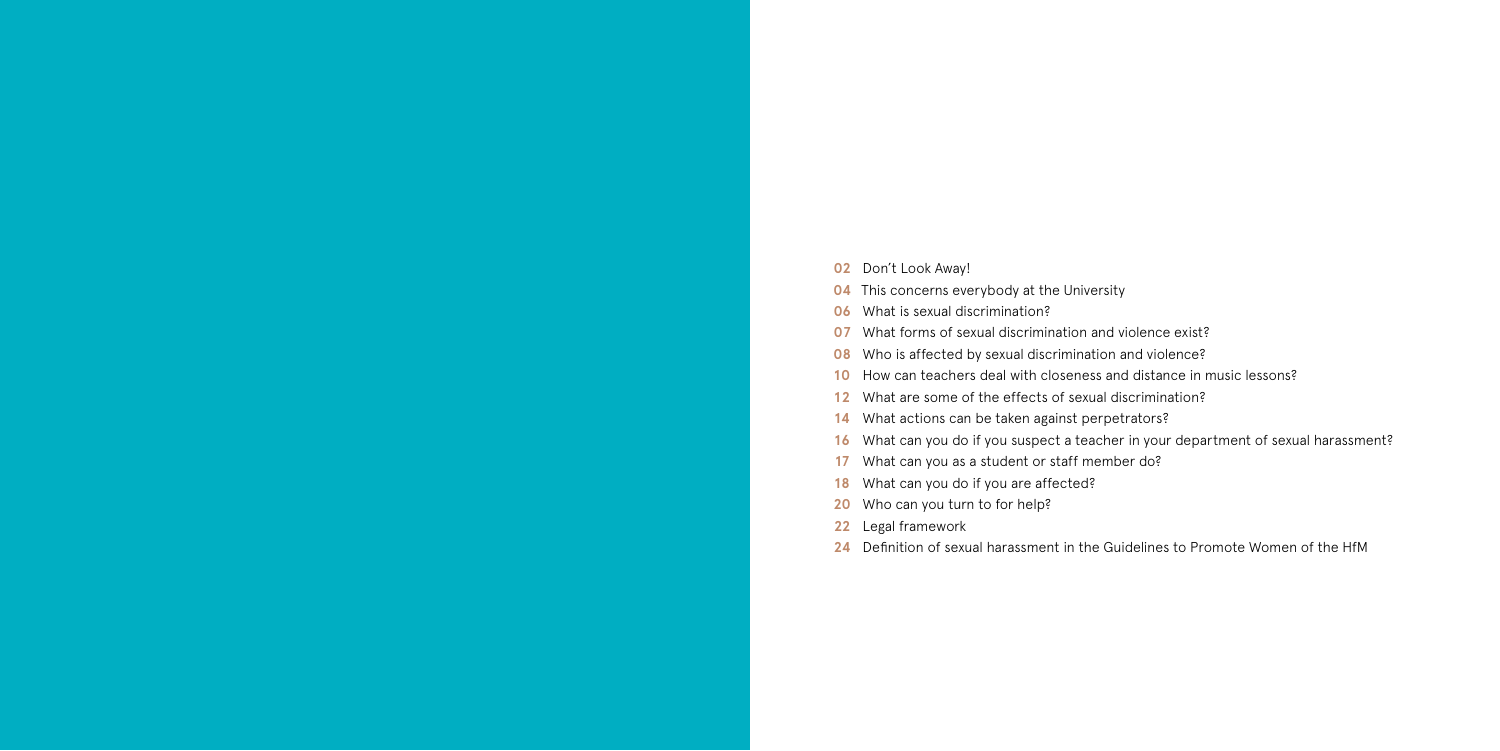**02** Don’t Look Away!

**04** This concerns everybody at the University

**06** What is sexual discrimination?

**07** What forms of sexual discrimination and violence exist?

**08** Who is affected by sexual discrimination and violence?

**10** How can teachers deal with closeness and distance in music lessons?

**12** What are some of the effects of sexual discrimination?

**14** What actions can be taken against perpetrators?

**16** What can you do if you suspect a teacher in your department of sexual harassment?

**17** What can you as a student or staff member do?

**18** What can you do if you are affected?

**20** Who can you turn to for help?

**22** Legal framework

**24** Definition of sexual harassment in the Guidelines to Promote Women of the HfM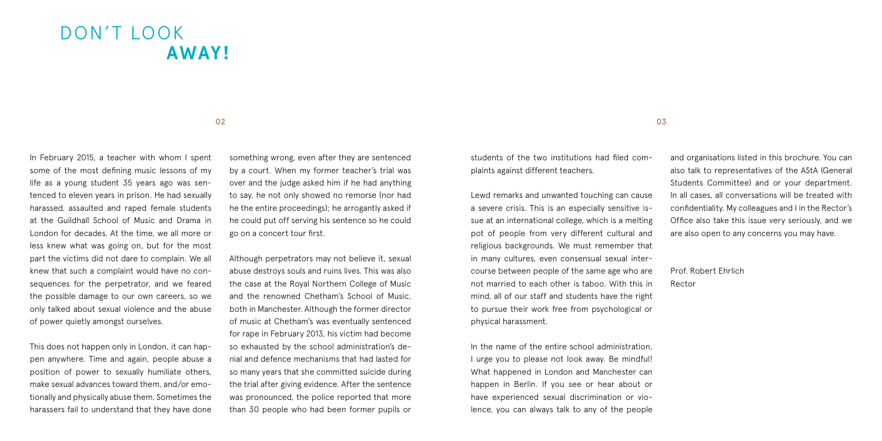# DON'T LOOK **AWAY!**

In February 2015, a teacher with whom I spent some of the most defining music lessons of my life as a young student 35 years ago was sentenced to eleven years in prison. He had sexually harassed, assaulted and raped female students at the Guildhall School of Music and Drama in London for decades. At the time, we all more or less knew what was going on, but for the most part the victims did not dare to complain. We all knew that such a complaint would have no consequences for the perpetrator, and we feared the possible damage to our own careers, so we only talked about sexual violence and the abuse of power quietly amongst ourselves.

This does not happen only in London, it can happen anywhere. Time and again, people abuse a position of power to sexually humiliate others, make sexual advances toward them, and/or emotionally and physically abuse them. Sometimes the harassers fail to understand that they have done something wrong, even after they are sentenced by a court. When my former teacher's trial was over and the judge asked him if he had anything to say, he not only showed no remorse (nor had he the entire proceedings); he arrogantly asked if he could put off serving his sentence so he could go on a concert tour first.

Although perpetrators may not believe it, sexual abuse destroys souls and ruins lives. This was also the case at the Royal Northern College of Music and the renowned Chetham's School of Music, both in Manchester. Although the former director of music at Chetham's was eventually sentenced for rape in February 2013, his victim had become so exhausted by the school administration's denial and defence mechanisms that had lasted for so many years that she committed suicide during the trial after giving evidence. After the sentence was pronounced, the police reported that more than 30 people who had been former pupils or students of the two institutions had filed complaints against different teachers.

Lewd remarks and unwanted touching can cause a severe crisis. This is an especially sensitive issue at an international college, which is a melting pot of people from very different cultural and religious backgrounds. We must remember that in many cultures, even consensual sexual intercourse between people of the same age who are not married to each other is taboo. With this in mind, all of our staff and students have the right to pursue their work free from psychological or physical harassment.

In the name of the entire school administration, I urge you to please not look away. Be mindful! What happened in London and Manchester can happen in Berlin. If you see or hear about or have experienced sexual discrimination or violence, you can always talk to any of the people and organisations listed in this brochure. You can also talk to representatives of the AStA (General Students Committee) and or your department. In all cases, all conversations will be treated with confidentiality. My colleagues and I in the Rector's Office also take this issue very seriously, and we are also open to any concerns you may have.

Prof. Robert Ehrlich
Rector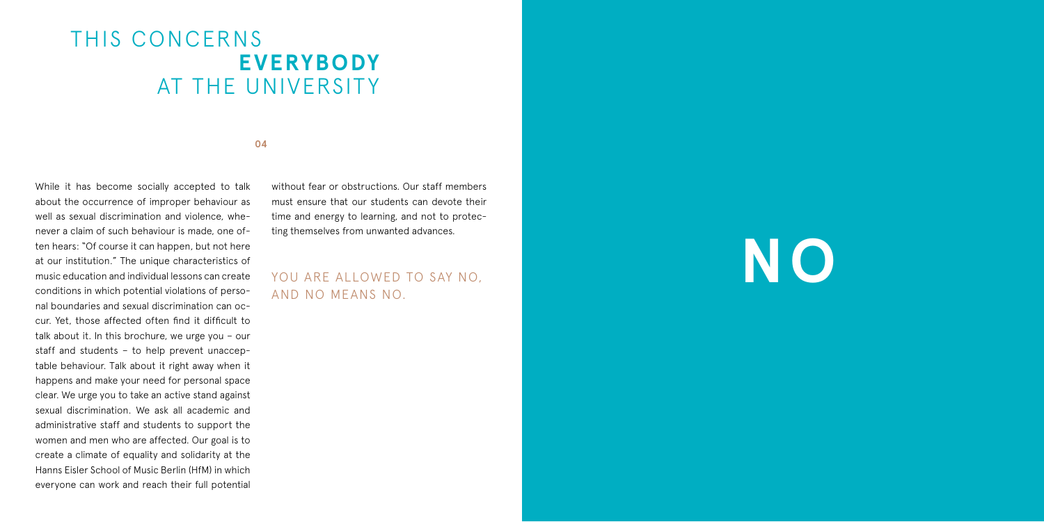# THIS CONCERNS **EVERYBODY** AT THE UNIVERSITY

While it has become socially accepted to talk about the occurrence of improper behaviour as well as sexual discrimination and violence, whenever a claim of such behaviour is made, one often hears: "Of course it can happen, but not here at our institution." The unique characteristics of music education and individual lessons can create conditions in which potential violations of personal boundaries and sexual discrimination can occur. Yet, those affected often find it difficult to talk about it. In this brochure, we urge you – our staff and students – to help prevent unacceptable behaviour. Talk about it right away when it happens and make your need for personal space clear. We urge you to take an active stand against sexual discrimination. We ask all academic and administrative staff and students to support the women and men who are affected. Our goal is to create a climate of equality and solidarity at the Hanns Eisler School of Music Berlin (HfM) in which everyone can work and reach their full potential without fear or obstructions. Our staff members must ensure that our students can devote their time and energy to learning, and not to protecting themselves from unwanted advances.

## YOU ARE ALLOWED TO SAY NO, AND NO MEANS NO.

# NO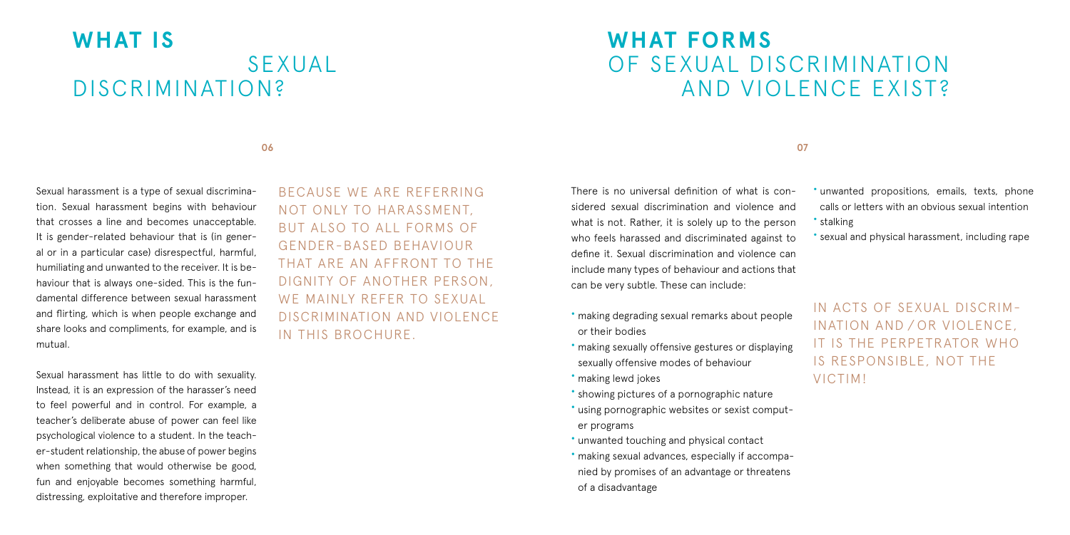# WHAT IS SEXUAL DISCRIMINATION?

Sexual harassment is a type of sexual discrimination. Sexual harassment begins with behaviour that crosses a line and becomes unacceptable. It is gender-related behaviour that is (in general or in a particular case) disrespectful, harmful, humiliating and unwanted to the receiver. It is behaviour that is always one-sided. This is the fundamental difference between sexual harassment and flirting, which is when people exchange and share looks and compliments, for example, and is mutual.

Sexual harassment has little to do with sexuality. Instead, it is an expression of the harasser's need to feel powerful and in control. For example, a teacher's deliberate abuse of power can feel like psychological violence to a student. In the teacher-student relationship, the abuse of power begins when something that would otherwise be good, fun and enjoyable becomes something harmful, distressing, exploitative and therefore improper.

BECAUSE WE ARE REFERRING NOT ONLY TO HARASSMENT, BUT ALSO TO ALL FORMS OF GENDER-BASED BEHAVIOUR THAT ARE AN AFFRONT TO THE DIGNITY OF ANOTHER PERSON, WE MAINLY REFER TO SEXUAL DISCRIMINATION AND VIOLENCE IN THIS BROCHURE.

# WHAT FORMS OF SEXUAL DISCRIMINATION AND VIOLENCE EXIST?

There is no universal definition of what is considered sexual discrimination and violence and what is not. Rather, it is solely up to the person who feels harassed and discriminated against to define it. Sexual discrimination and violence can include many types of behaviour and actions that can be very subtle. These can include:

- making degrading sexual remarks about people or their bodies
- making sexually offensive gestures or displaying sexually offensive modes of behaviour
- making lewd jokes
- showing pictures of a pornographic nature
- using pornographic websites or sexist computer programs
- unwanted touching and physical contact
- making sexual advances, especially if accompanied by promises of an advantage or threatens of a disadvantage
- unwanted propositions, emails, texts, phone calls or letters with an obvious sexual intention
- stalking
- sexual and physical harassment, including rape

IN ACTS OF SEXUAL DISCRIMINATION AND / OR VIOLENCE, IT IS THE PERPETRATOR WHO IS RESPONSIBLE, NOT THE VICTIM!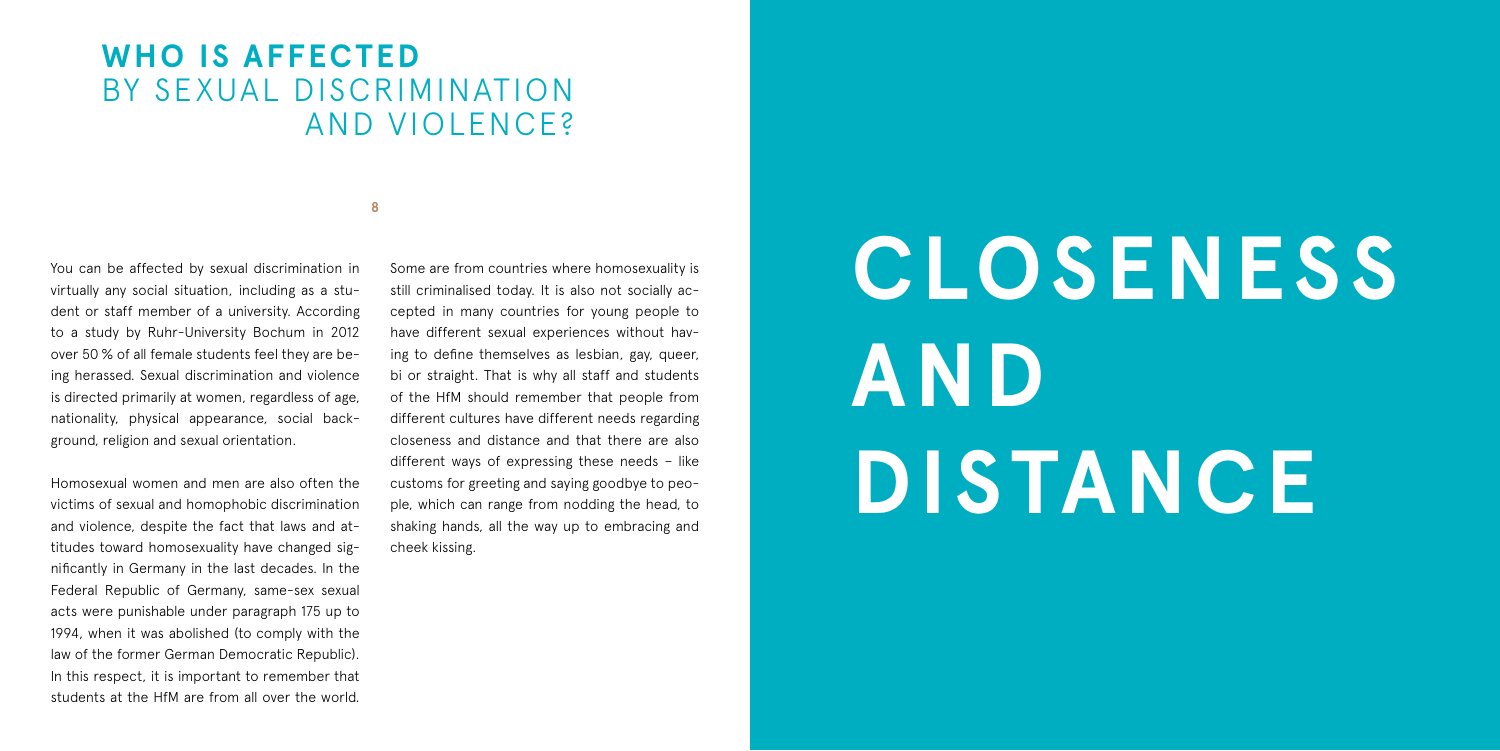## WHO IS AFFECTED BY SEXUAL DISCRIMINATION AND VIOLENCE?

You can be affected by sexual discrimination in virtually any social situation, including as a student or staff member of a university. According to a study by Ruhr-University Bochum in 2012 over 50 % of all female students feel they are beinig herassed. Sexual discrimination and violence is directed primarily at women, regardless of age, nationality, physical appearance, social background, religion and sexual orientation.

Homosexual women and men are also often the victims of sexual and homophobic discrimination and violence, despite the fact that laws and attitudes toward homosexuality have changed significantly in Germany in the last decades. In the Federal Republic of Germany, same-sex sexual acts were punishable under paragraph 175 up to 1994, when it was abolished (to comply with the law of the former German Democratic Republic). In this respect, it is important to remember that students at the HfM are from all over the world. Some are from countries where homosexuality is still criminalised today. It is also not socially accepted in many countries for young people to have different sexual experiences without having to define themselves as lesbian, gay, queer, bi or straight. That is why all staff and students of the HfM should remember that people from different cultures have different needs regarding closeness and distance and that there are also different ways of expressing these needs – like customs for greeting and saying goodbye to people, which can range from nodding the head, to shaking hands, all the way up to embracing and cheek kissing.

# CLOSENESS AND DISTANCE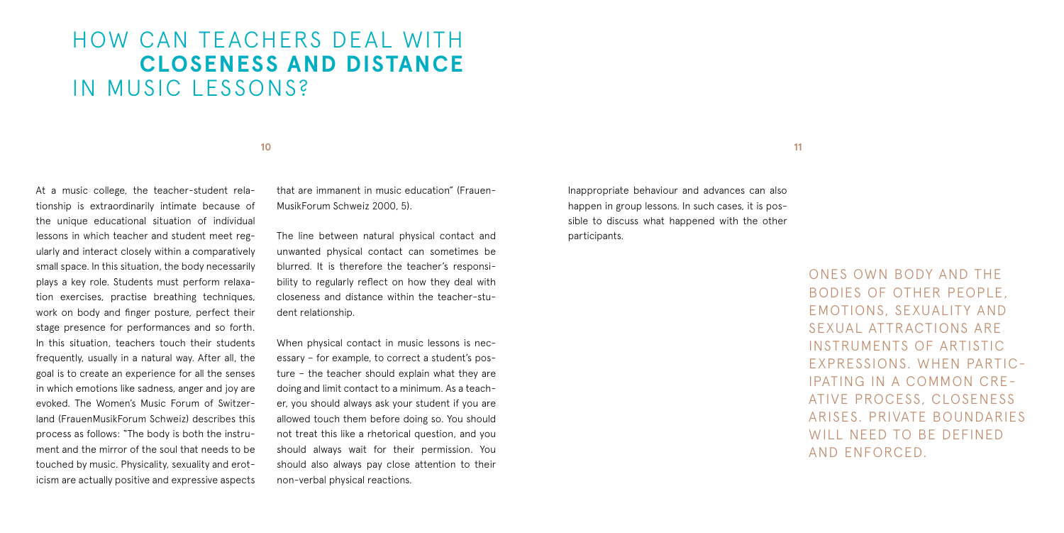# HOW CAN TEACHERS DEAL WITH **CLOSENESS AND DISTANCE** IN MUSIC LESSONS?

At a music college, the teacher-student relationship is extraordinarily intimate because of the unique educational situation of individual lessons in which teacher and student meet regularly and interact closely within a comparatively small space. In this situation, the body necessarily plays a key role. Students must perform relaxation exercises, practise breathing techniques, work on body and finger posture, perfect their stage presence for performances and so forth. In this situation, teachers touch their students frequently, usually in a natural way. After all, the goal is to create an experience for all the senses in which emotions like sadness, anger and joy are evoked. The Women's Music Forum of Switzerland (FrauenMusikForum Schweiz) describes this process as follows: "The body is both the instrument and the mirror of the soul that needs to be touched by music. Physicality, sexuality and eroticism are actually positive and expressive aspects that are immanent in music education" (FrauenMusikForum Schweiz 2000, 5).

The line between natural physical contact and unwanted physical contact can sometimes be blurred. It is therefore the teacher's responsibility to regularly reflect on how they deal with closeness and distance within the teacher-student relationship.

When physical contact in music lessons is necessary – for example, to correct a student's posture – the teacher should explain what they are doing and limit contact to a minimum. As a teacher, you should always ask your student if you are allowed touch them before doing so. You should not treat this like a rhetorical question, and you should always wait for their permission. You should also always pay close attention to their non-verbal physical reactions.

Inappropriate behaviour and advances can also happen in group lessons. In such cases, it is possible to discuss what happened with the other participants.

ONES OWN BODY AND THE BODIES OF OTHER PEOPLE, EMOTIONS, SEXUALITY AND SEXUAL ATTRACTIONS ARE INSTRUMENTS OF ARTISTIC EXPRESSIONS. WHEN PARTICIPATING IN A COMMON CREATIVE PROCESS, CLOSENESS ARISES. PRIVATE BOUNDARIES WILL NEED TO BE DEFINED AND ENFORCED.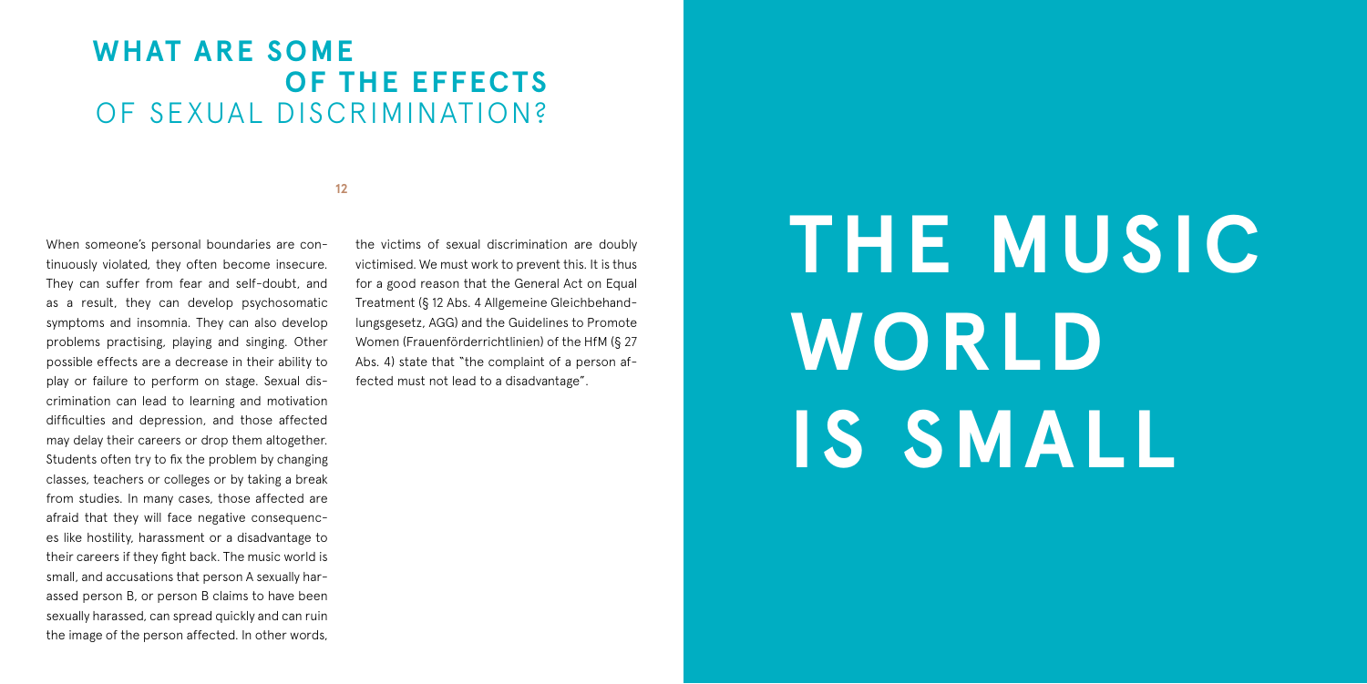## WHAT ARE SOME OF THE EFFECTS OF SEXUAL DISCRIMINATION?

When someone's personal boundaries are continuously violated, they often become insecure. They can suffer from fear and self-doubt, and as a result, they can develop psychosomatic symptoms and insomnia. They can also develop problems practising, playing and singing. Other possible effects are a decrease in their ability to play or failure to perform on stage. Sexual discrimination can lead to learning and motivation difficulties and depression, and those affected may delay their careers or drop them altogether. Students often try to fix the problem by changing classes, teachers or colleges or by taking a break from studies. In many cases, those affected are afraid that they will face negative consequences like hostility, harassment or a disadvantage to their careers if they fight back. The music world is small, and accusations that person A sexually harassed person B, or person B claims to have been sexually harassed, can spread quickly and can ruin the image of the person affected. In other words, the victims of sexual discrimination are doubly victimised. We must work to prevent this. It is thus for a good reason that the General Act on Equal Treatment (§ 12 Abs. 4 Allgemeine Gleichbehandlungsgesetz, AGG) and the Guidelines to Promote Women (Frauenförderrichtlinien) of the HfM (§ 27 Abs. 4) state that "the complaint of a person affected must not lead to a disadvantage".

# THE MUSIC WORLD IS SMALL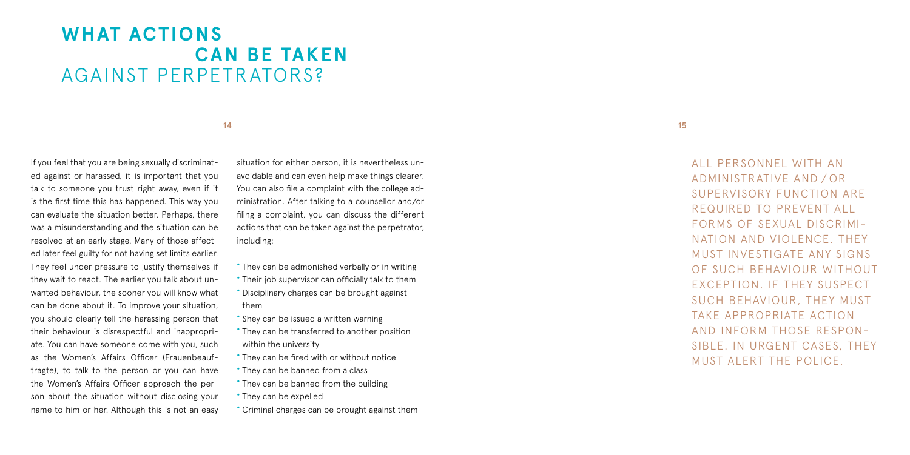# WHAT ACTIONS CAN BE TAKEN AGAINST PERPETRATORS?

If you feel that you are being sexually discriminated against or harassed, it is important that you talk to someone you trust right away, even if it is the first time this has happened. This way you can evaluate the situation better. Perhaps, there was a misunderstanding and the situation can be resolved at an early stage. Many of those affected later feel guilty for not having set limits earlier. They feel under pressure to justify themselves if they wait to react. The earlier you talk about unwanted behaviour, the sooner you will know what can be done about it. To improve your situation, you should clearly tell the harassing person that their behaviour is disrespectful and inappropriate. You can have someone come with you, such as the Women's Affairs Officer (Frauenbeauftragte), to talk to the person or you can have the Women's Affairs Officer approach the person about the situation without disclosing your name to him or her. Although this is not an easy situation for either person, it is nevertheless unavoidable and can even help make things clearer. You can also file a complaint with the college administration. After talking to a counsellor and/or filing a complaint, you can discuss the different actions that can be taken against the perpetrator, including:

- They can be admonished verbally or in writing
- Their job supervisor can officially talk to them
- Disciplinary charges can be brought against them
- Shey can be issued a written warning
- They can be transferred to another position within the university
- They can be fired with or without notice
- They can be banned from a class
- They can be banned from the building
- They can be expelled
- Criminal charges can be brought against them

ALL PERSONNEL WITH AN ADMINISTRATIVE AND / OR SUPERVISORY FUNCTION ARE REQUIRED TO PREVENT ALL FORMS OF SEXUAL DISCRIMINATION AND VIOLENCE. THEY MUST INVESTIGATE ANY SIGNS OF SUCH BEHAVIOUR WITHOUT EXCEPTION. IF THEY SUSPECT SUCH BEHAVIOUR, THEY MUST TAKE APPROPRIATE ACTION AND INFORM THOSE RESPONSIBLE. IN URGENT CASES, THEY MUST ALERT THE POLICE.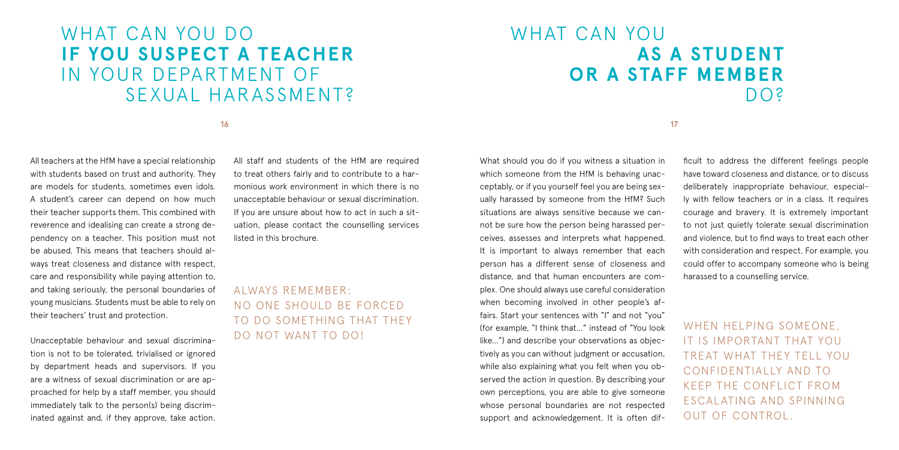# WHAT CAN YOU DO **IF YOU SUSPECT A TEACHER** IN YOUR DEPARTMENT OF SEXUAL HARASSMENT?

All teachers at the HfM have a special relationship with students based on trust and authority. They are models for students, sometimes even idols. A student's career can depend on how much their teacher supports them. This combined with reverence and idealising can create a strong dependency on a teacher. This position must not be abused. This means that teachers should always treat closeness and distance with respect, care and responsibility while paying attention to, and taking seriously, the personal boundaries of young musicians. Students must be able to rely on their teachers' trust and protection.

Unacceptable behaviour and sexual discrimination is not to be tolerated, trivialised or ignored by department heads and supervisors. If you are a witness of sexual discrimination or are approached for help by a staff member, you should immediately talk to the person(s) being discriminated against and, if they approve, take action.

All staff and students of the HfM are required to treat others fairly and to contribute to a harmonious work environment in which there is no unacceptable behaviour or sexual discrimination. If you are unsure about how to act in such a situation, please contact the counselling services listed in this brochure.

ALWAYS REMEMBER: NO ONE SHOULD BE FORCED TO DO SOMETHING THAT THEY DO NOT WANT TO DO!

# WHAT CAN YOU **AS A STUDENT OR A STAFF MEMBER** DO?

What should you do if you witness a situation in which someone from the HfM is behaving unacceptably, or if you yourself feel you are being sexually harassed by someone from the HfM? Such situations are always sensitive because we cannot be sure how the person being harassed perceives, assesses and interprets what happened. It is important to always remember that each person has a different sense of closeness and distance, and that human encounters are complex. One should always use careful consideration when becoming involved in other people's affairs. Start your sentences with "I" and not "you" (for example, "I think that..." instead of "You look like...") and describe your observations as objectively as you can without judgment or accusation, while also explaining what you felt when you observed the action in question. By describing your own perceptions, you are able to give someone whose personal boundaries are not respected support and acknowledgement. It is often difficult to address the different feelings people have toward closeness and distance, or to discuss deliberately inappropriate behaviour, especially with fellow teachers or in a class. It requires courage and bravery. It is extremely important to not just quietly tolerate sexual discrimination and violence, but to find ways to treat each other with consideration and respect. For example, you could offer to accompany someone who is being harassed to a counselling service.

WHEN HELPING SOMEONE, IT IS IMPORTANT THAT YOU TREAT WHAT THEY TELL YOU CONFIDENTIALLY AND TO KEEP THE CONFLICT FROM ESCALATING AND SPINNING OUT OF CONTROL.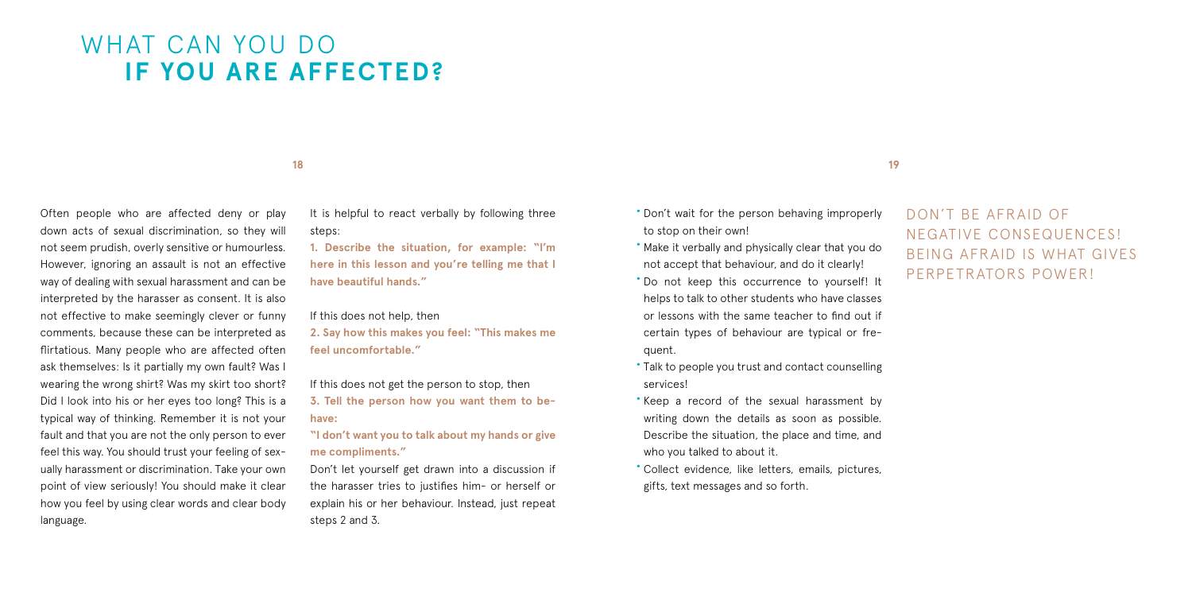# WHAT CAN YOU DO **IF YOU ARE AFFECTED?**

Often people who are affected deny or play down acts of sexual discrimination, so they will not seem prudish, overly sensitive or humourless. However, ignoring an assault is not an effective way of dealing with sexual harassment and can be interpreted by the harasser as consent. It is also not effective to make seemingly clever or funny comments, because these can be interpreted as flirtatious. Many people who are affected often ask themselves: Is it partially my own fault? Was I wearing the wrong shirt? Was my skirt too short? Did I look into his or her eyes too long? This is a typical way of thinking. Remember it is not your fault and that you are not the only person to ever feel this way. You should trust your feeling of sexually harassment or discrimination. Take your own point of view seriously! You should make it clear how you feel by using clear words and clear body language.

It is helpful to react verbally by following three steps:

**1. Describe the situation, for example: "I'm here in this lesson and you're telling me that I have beautiful hands."**

If this does not help, then

**2. Say how this makes you feel: "This makes me feel uncomfortable."**

If this does not get the person to stop, then

**3. Tell the person how you want them to behave:**

**"I don't want you to talk about my hands or give me compliments."**

Don't let yourself get drawn into a discussion if the harasser tries to justifies him- or herself or explain his or her behaviour. Instead, just repeat steps 2 and 3.

- Don't wait for the person behaving improperly to stop on their own!
- Make it verbally and physically clear that you do not accept that behaviour, and do it clearly!
- Do not keep this occurrence to yourself! It helps to talk to other students who have classes or lessons with the same teacher to find out if certain types of behaviour are typical or frequent.
- Talk to people you trust and contact counselling services!
- Keep a record of the sexual harassment by writing down the details as soon as possible. Describe the situation, the place and time, and who you talked to about it.
- Collect evidence, like letters, emails, pictures, gifts, text messages and so forth.

DON'T BE AFRAID OF NEGATIVE CONSEQUENCES! BEING AFRAID IS WHAT GIVES PERPETRATORS POWER!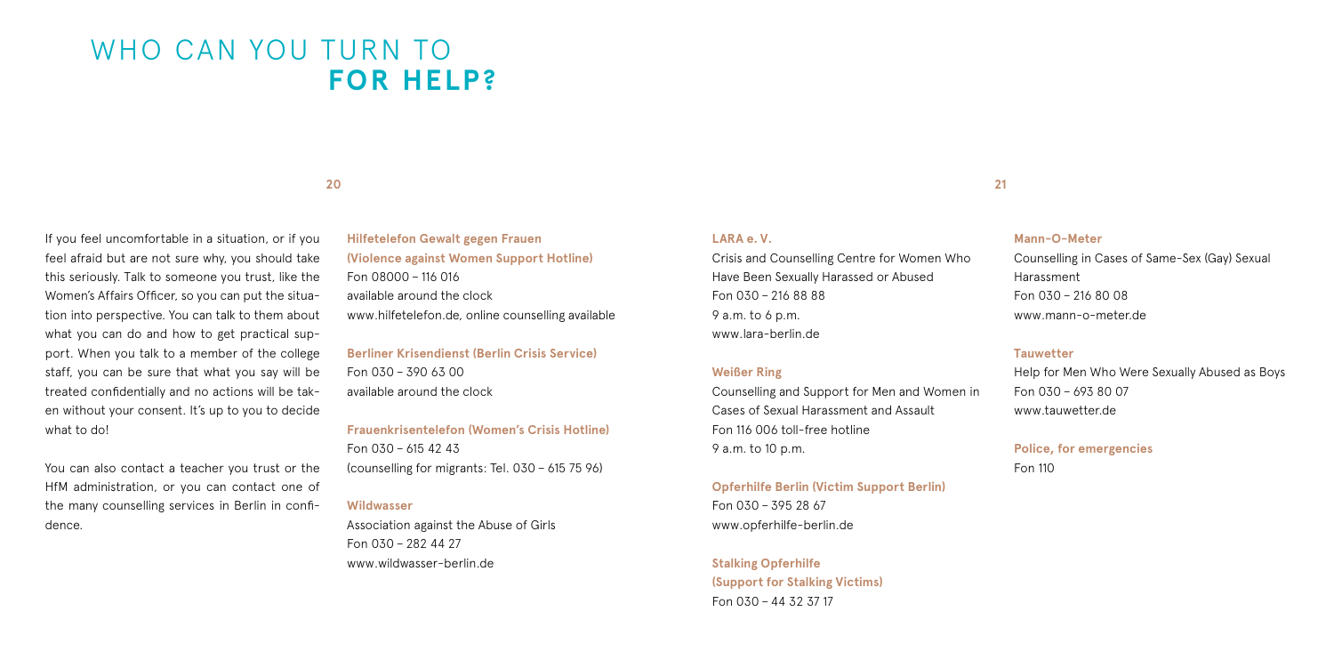# WHO CAN YOU TURN TO **FOR HELP?**

If you feel uncomfortable in a situation, or if you feel afraid but are not sure why, you should take this seriously. Talk to someone you trust, like the Women's Affairs Officer, so you can put the situation into perspective. You can talk to them about what you can do and how to get practical support. When you talk to a member of the college staff, you can be sure that what you say will be treated confidentially and no actions will be taken without your consent. It's up to you to decide what to do!

You can also contact a teacher you trust or the HfM administration, or you can contact one of the many counselling services in Berlin in confidence.

**Hilfetelefon Gewalt gegen Frauen (Violence against Women Support Hotline)**
Fon 08000 – 116 016
available around the clock
www.hilfetelefon.de, online counselling available

**Berliner Krisendienst (Berlin Crisis Service)**
Fon 030 – 390 63 00
available around the clock

**Frauenkrisentelefon (Women's Crisis Hotline)**
Fon 030 – 615 42 43
(counselling for migrants: Tel. 030 – 615 75 96)

**Wildwasser**
Association against the Abuse of Girls
Fon 030 – 282 44 27
www.wildwasser-berlin.de

**LARA e. V.**
Crisis and Counselling Centre for Women Who Have Been Sexually Harassed or Abused
Fon 030 – 216 88 88
9 a.m. to 6 p.m.
www.lara-berlin.de

**Weißer Ring**
Counselling and Support for Men and Women in Cases of Sexual Harassment and Assault
Fon 116 006 toll-free hotline
9 a.m. to 10 p.m.

**Opferhilfe Berlin (Victim Support Berlin)**
Fon 030 – 395 28 67
www.opferhilfe-berlin.de

**Stalking Opferhilfe (Support for Stalking Victims)**
Fon 030 – 44 32 37 17

**Mann-O-Meter**
Counselling in Cases of Same-Sex (Gay) Sexual Harassment
Fon 030 – 216 80 08
www.mann-o-meter.de

**Tauwetter**
Help for Men Who Were Sexually Abused as Boys
Fon 030 – 693 80 07
www.tauwetter.de

**Police, for emergencies**
Fon 110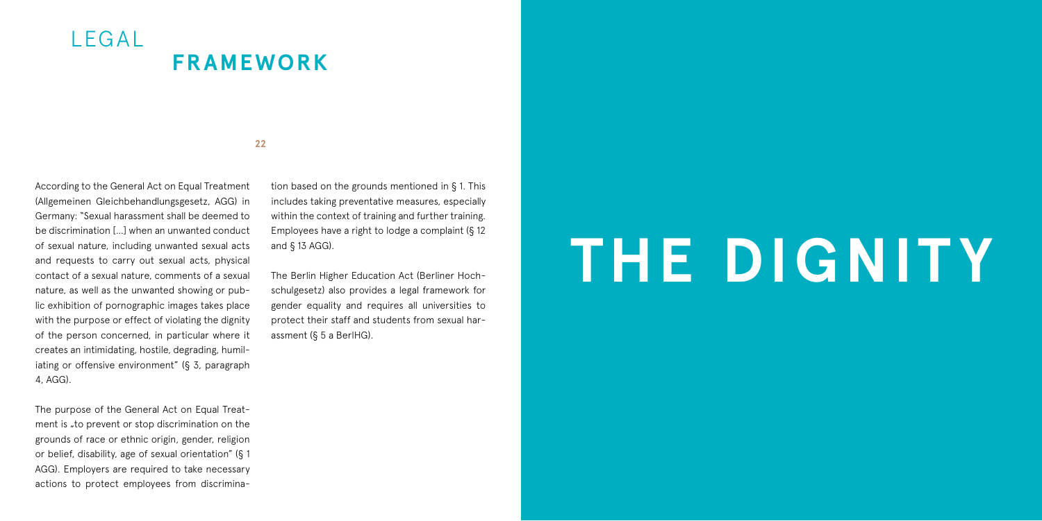# LEGAL FRAMEWORK

According to the General Act on Equal Treatment (Allgemeinen Gleichbehandlungsgesetz, AGG) in Germany: "Sexual harassment shall be deemed to be discrimination [...] when an unwanted conduct of sexual nature, including unwanted sexual acts and requests to carry out sexual acts, physical contact of a sexual nature, comments of a sexual nature, as well as the unwanted showing or public exhibition of pornographic images takes place with the purpose or effect of violating the dignity of the person concerned, in particular where it creates an intimidating, hostile, degrading, humiliating or offensive environment" (§ 3, paragraph 4, AGG).

The purpose of the General Act on Equal Treatment is „to prevent or stop discrimination on the grounds of race or ethnic origin, gender, religion or belief, disability, age of sexual orientation" (§ 1 AGG). Employers are required to take necessary actions to protect employees from discrimination based on the grounds mentioned in § 1. This includes taking preventative measures, especially within the context of training and further training. Employees have a right to lodge a complaint (§ 12 and § 13 AGG).

The Berlin Higher Education Act (Berliner Hochschulgesetz) also provides a legal framework for gender equality and requires all universities to protect their staff and students from sexual harassment (§ 5 a BerlHG).

# THE DIGNITY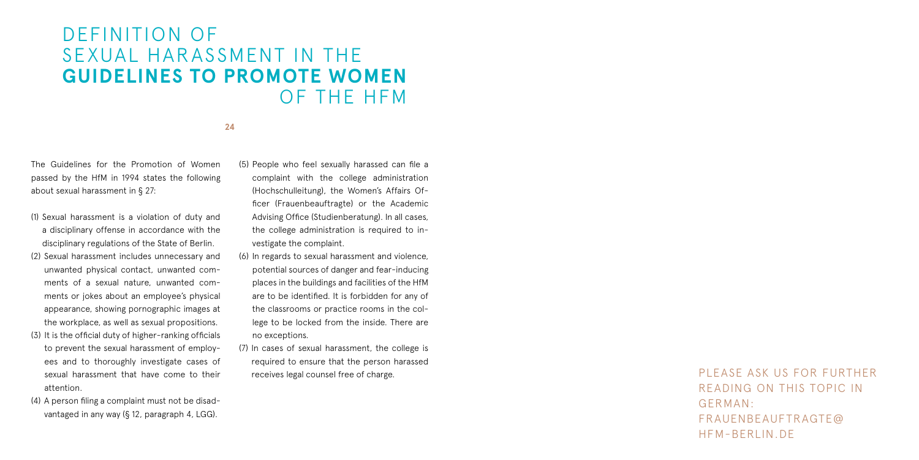# DEFINITION OF SEXUAL HARASSMENT IN THE **GUIDELINES TO PROMOTE WOMEN** OF THE HFM

The Guidelines for the Promotion of Women passed by the HfM in 1994 states the following about sexual harassment in § 27:

(1) Sexual harassment is a violation of duty and a disciplinary offense in accordance with the disciplinary regulations of the State of Berlin.
(2) Sexual harassment includes unnecessary and unwanted physical contact, unwanted comments of a sexual nature, unwanted comments or jokes about an employee's physical appearance, showing pornographic images at the workplace, as well as sexual propositions.
(3) It is the official duty of higher-ranking officials to prevent the sexual harassment of employees and to thoroughly investigate cases of sexual harassment that have come to their attention.
(4) A person filing a complaint must not be disadvantaged in any way (§ 12, paragraph 4, LGG).
(5) People who feel sexually harassed can file a complaint with the college administration (Hochschulleitung), the Women's Affairs Officer (Frauenbeauftragte) or the Academic Advising Office (Studienberatung). In all cases, the college administration is required to investigate the complaint.
(6) In regards to sexual harassment and violence, potential sources of danger and fear-inducing places in the buildings and facilities of the HfM are to be identified. It is forbidden for any of the classrooms or practice rooms in the college to be locked from the inside. There are no exceptions.
(7) In cases of sexual harassment, the college is required to ensure that the person harassed receives legal counsel free of charge.

PLEASE ASK US FOR FURTHER READING ON THIS TOPIC IN GERMAN: FRAUENBEAUFTRAGTE@HFM-BERLIN.DE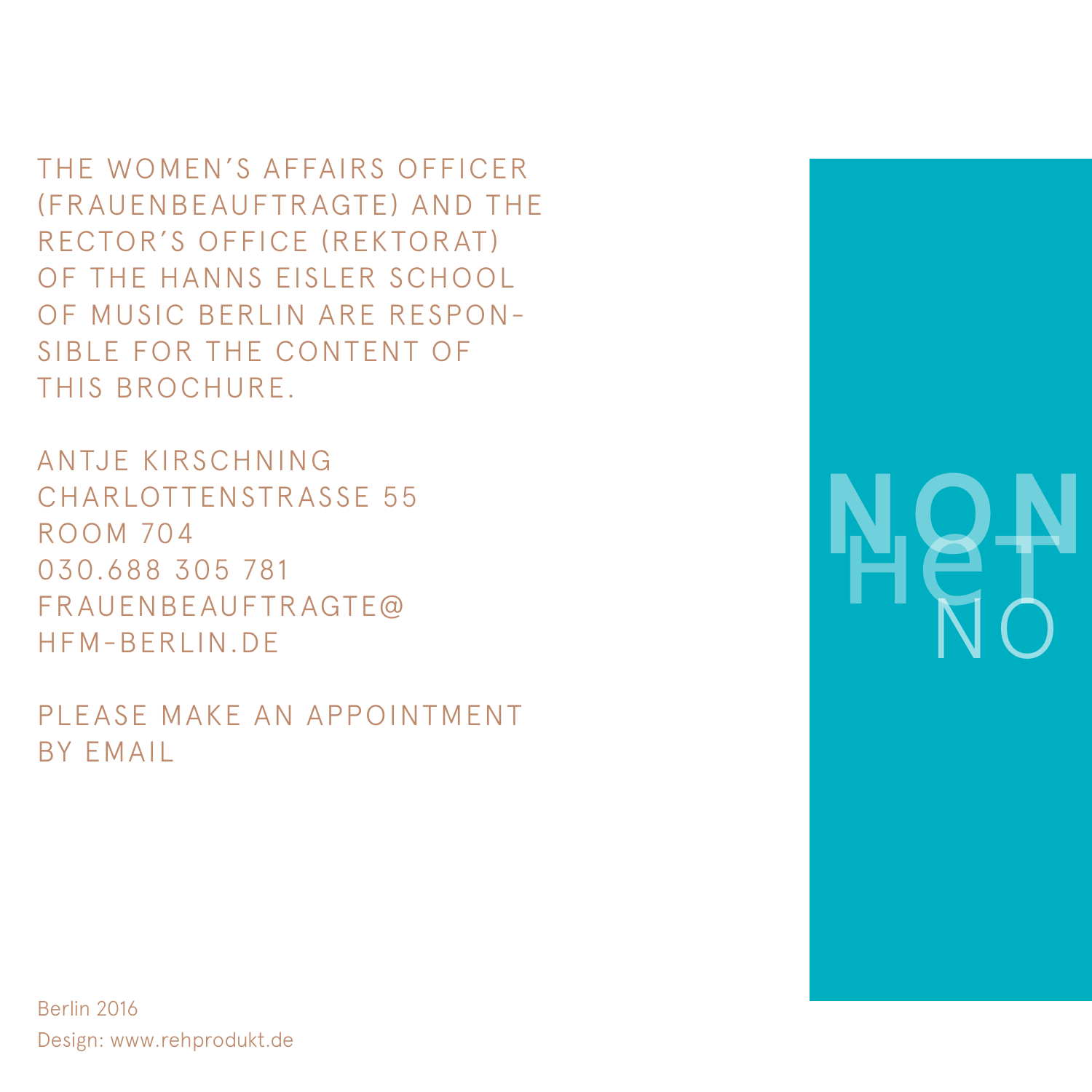THE WOMEN'S AFFAIRS OFFICER (FRAUENBEAUFTRAGTE) AND THE RECTOR'S OFFICE (REKTORAT) OF THE HANNS EISLER SCHOOL OF MUSIC BERLIN ARE RESPONSIBLE FOR THE CONTENT OF THIS BROCHURE.

ANTJE KIRSCHNING  
CHARLOTTENSTRASSE 55  
ROOM 704  
030.688 305 781  
FRAUENBEAUFTRAGTE@HFM-BERLIN.DE

PLEASE MAKE AN APPOINTMENT BY EMAIL

NON  
HET  
NO

Berlin 2016  
Design: www.rehprodukt.de